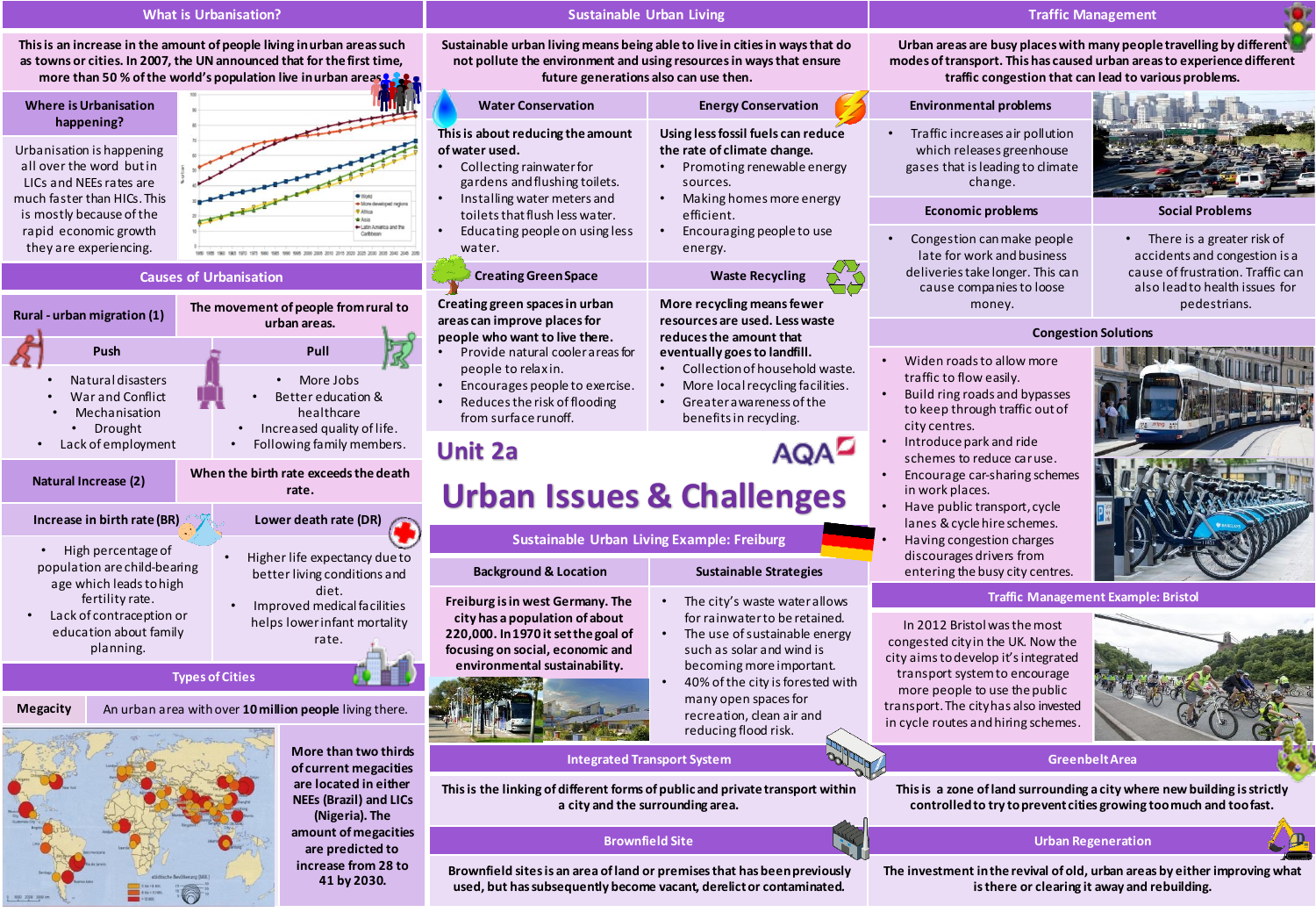# Unit 2a

# Urban Issues & Challenges

AQA

## What is Urbanisation?

This is an increase in the amount of people living in urban areas such as towns or cities. In 2007, the UN announced that for the first time, more than 50 % of the world's population live in urban areas.

### Where is Urbanisation happening?

Urbanisation is happening all over the word but in LICs and NEEs rates are much faster than HICs. This is mostly because of the rapid economic growth they are experiencing.

## Causes of Urbanisation

### Rural - urban migration (1)

The movement of people from rural to urban areas.

| Push | Pull |
|---|---|
| • Natural disasters<br>• War and Conflict<br>• Mechanisation<br>• Drought<br>• Lack of employment | • More Jobs<br>• Better education & healthcare<br>• Increased quality of life.<br>• Following family members. |

### Natural Increase (2)

When the birth rate exceeds the death rate.

| Increase in birth rate (BR) | Lower death rate (DR) |
|---|---|
| • High percentage of population are child-bearing age which leads to high fertility rate.<br>• Lack of contraception or education about family planning. | • Higher life expectancy due to better living conditions and diet.<br>• Improved medical facilities helps lower infant mortality rate. |

## Types of Cities

**Megacity** — An urban area with over **10 million people** living there.

More than two thirds of current megacities are located in either NEEs (Brazil) and LICs (Nigeria). The amount of megacities are predicted to increase from 28 to 41 by 2030.

## Sustainable Urban Living

Sustainable urban living means being able to live in cities in ways that do not pollute the environment and using resources in ways that ensure future generations also can use then.

### Water Conservation

This is about reducing the amount of water used.

- Collecting rainwater for gardens and flushing toilets.
- Installing water meters and toilets that flush less water.
- Educating people on using less water.

### Energy Conservation

Using less fossil fuels can reduce the rate of climate change.

- Promoting renewable energy sources.
- Making homes more energy efficient.
- Encouraging people to use energy.

### Creating Green Space

Creating green spaces in urban areas can improve places for people who want to live there.

- Provide natural cooler areas for people to relax in.
- Encourages people to exercise.
- Reduces the risk of flooding from surface runoff.

### Waste Recycling

More recycling means fewer resources are used. Less waste reduces the amount that eventually goes to landfill.

- Collection of household waste.
- More local recycling facilities.
- Greater awareness of the benefits in recycling.

## Sustainable Urban Living Example: Freiburg

### Background & Location

Freiburg is in west Germany. The city has a population of about 220,000. In 1970 it set the goal of focusing on social, economic and environmental sustainability.

### Sustainable Strategies

- The city's waste water allows for rainwater to be retained.
- The use of sustainable energy such as solar and wind is becoming more important.
- 40% of the city is forested with many open spaces for recreation, clean air and reducing flood risk.

## Integrated Transport System

This is the linking of different forms of public and private transport within a city and the surrounding area.

## Brownfield Site

Brownfield sites is an area of land or premises that has been previously used, but has subsequently become vacant, derelict or contaminated.

## Traffic Management

Urban areas are busy places with many people travelling by different modes of transport. This has caused urban areas to experience different traffic congestion that can lead to various problems.

### Environmental problems

- Traffic increases air pollution which releases greenhouse gases that is leading to climate change.

### Economic problems

- Congestion can make people late for work and business deliveries take longer. This can cause companies to loose money.

### Social Problems

- There is a greater risk of accidents and congestion is a cause of frustration. Traffic can also lead to health issues for pedestrians.

### Congestion Solutions

- Widen roads to allow more traffic to flow easily.
- Build ring roads and bypasses to keep through traffic out of city centres.
- Introduce park and ride schemes to reduce car use.
- Encourage car-sharing schemes in work places.
- Have public transport, cycle lanes & cycle hire schemes.
- Having congestion charges discourages drivers from entering the busy city centres.

## Traffic Management Example: Bristol

In 2012 Bristol was the most congested city in the UK. Now the city aims to develop it's integrated transport system to encourage more people to use the public transport. The city has also invested in cycle routes and hiring schemes.

## Greenbelt Area

This is a zone of land surrounding a city where new building is strictly controlled to try to prevent cities growing too much and too fast.

## Urban Regeneration

The investment in the revival of old, urban areas by either improving what is there or clearing it away and rebuilding.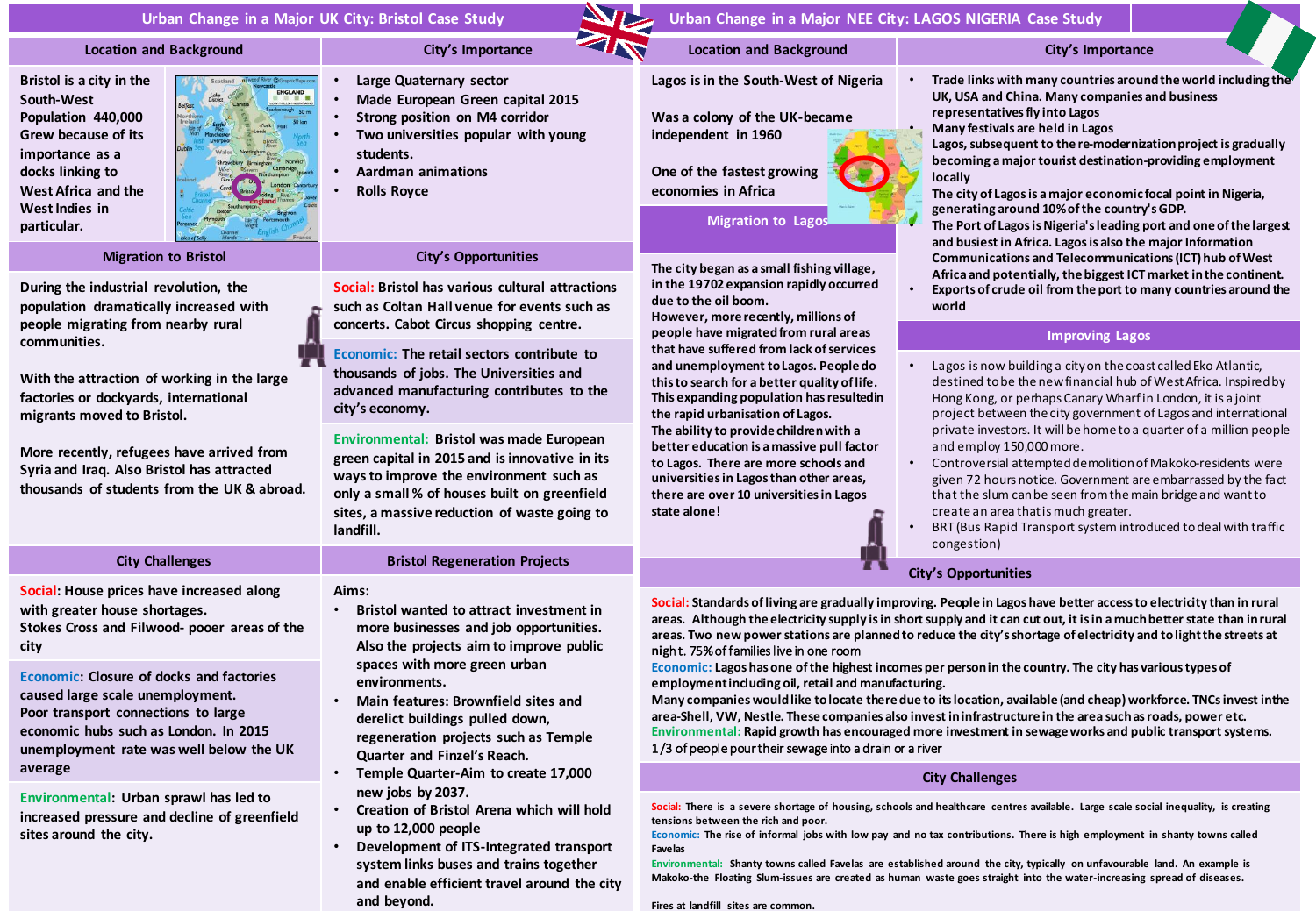# Urban Change in a Major UK City: Bristol Case Study

## Location and Background

Bristol is a city in the South-West
Population 440,000
Grew because of its importance as a docks linking to West Africa and the West Indies in particular.

## City's Importance

- Large Quaternary sector
- Made European Green capital 2015
- Strong position on M4 corridor
- Two universities popular with young students.
- Aardman animations
- Rolls Royce

## Migration to Bristol

During the industrial revolution, the population dramatically increased with people migrating from nearby rural communities.

With the attraction of working in the large factories or dockyards, international migrants moved to Bristol.

More recently, refugees have arrived from Syria and Iraq. Also Bristol has attracted thousands of students from the UK & abroad.

## City's Opportunities

**Social:** Bristol has various cultural attractions such as Coltan Hall venue for events such as concerts. Cabot Circus shopping centre.

**Economic:** The retail sectors contribute to thousands of jobs. The Universities and advanced manufacturing contributes to the city's economy.

**Environmental:** Bristol was made European green capital in 2015 and is innovative in its ways to improve the environment such as only a small % of houses built on greenfield sites, a massive reduction of waste going to landfill.

## City Challenges

**Social:** House prices have increased along with greater house shortages.
Stokes Cross and Filwood- pooer areas of the city

**Economic:** Closure of docks and factories caused large scale unemployment.
Poor transport connections to large economic hubs such as London. In 2015 unemployment rate was well below the UK average

**Environmental:** Urban sprawl has led to increased pressure and decline of greenfield sites around the city.

## Bristol Regeneration Projects

Aims:

- Bristol wanted to attract investment in more businesses and job opportunities. Also the projects aim to improve public spaces with more green urban environments.
- Main features: Brownfield sites and derelict buildings pulled down, regeneration projects such as Temple Quarter and Finzel's Reach.
- Temple Quarter-Aim to create 17,000 new jobs by 2037.
- Creation of Bristol Arena which will hold up to 12,000 people
- Development of ITS-Integrated transport system links buses and trains together and enable efficient travel around the city and beyond.

# Urban Change in a Major NEE City: LAGOS NIGERIA Case Study

## Location and Background

Lagos is in the South-West of Nigeria

Was a colony of the UK-became independent in 1960

One of the fastest growing economies in Africa

## Migration to Lagos

The city began as a small fishing village, in the 19702 expansion rapidly occurred due to the oil boom.
However, more recently, millions of people have migrated from rural areas that have suffered from lack of services and unemployment to Lagos. People do this to search for a better quality of life. This expanding population has resulted in the rapid urbanisation of Lagos.
The ability to provide children with a better education is a massive pull factor to Lagos. There are more schools and universities in Lagos than other areas, there are over 10 universities in Lagos state alone!

## City's Importance

- Trade links with many countries around the world including the UK, USA and China. Many companies and business representatives fly into Lagos
- Many festivals are held in Lagos
- Lagos, subsequent to the re-modernization project is gradually becoming a major tourist destination-providing employment locally
- The city of Lagos is a major economic focal point in Nigeria, generating around 10% of the country's GDP.
- The Port of Lagos is Nigeria's leading port and one of the largest and busiest in Africa. Lagos is also the major Information Communications and Telecommunications (ICT) hub of West Africa and potentially, the biggest ICT market in the continent.
- Exports of crude oil from the port to many countries around the world

## Improving Lagos

- Lagos is now building a city on the coast called Eko Atlantic, destined to be the new financial hub of West Africa. Inspired by Hong Kong, or perhaps Canary Wharf in London, it is a joint project between the city government of Lagos and international private investors. It will be home to a quarter of a million people and employ 150,000 more.
- Controversial attempted demolition of Makoko-residents were given 72 hours notice. Government are embarrassed by the fact that the slum can be seen from the main bridge and want to create an area that is much greater.
- BRT (Bus Rapid Transport system introduced to deal with traffic congestion)

## City's Opportunities

**Social:** Standards of living are gradually improving. People in Lagos have better access to electricity than in rural areas. Although the electricity supply is in short supply and it can cut out, it is in a much better state than in rural areas. Two new power stations are planned to reduce the city's shortage of electricity and to light the streets at night. 75% of families live in one room

**Economic:** Lagos has one of the highest incomes per person in the country. The city has various types of employment including oil, retail and manufacturing.
Many companies would like to locate there due to its location, available (and cheap) workforce. TNCs invest in the area-Shell, VW, Nestle. These companies also invest in infrastructure in the area such as roads, power etc.

**Environmental:** Rapid growth has encouraged more investment in sewage works and public transport systems.
1/3 of people pour their sewage into a drain or a river

## City Challenges

**Social:** There is a severe shortage of housing, schools and healthcare centres available. Large scale social inequality, is creating tensions between the rich and poor.

**Economic:** The rise of informal jobs with low pay and no tax contributions. There is high employment in shanty towns called Favelas

**Environmental:** Shanty towns called Favelas are established around the city, typically on unfavourable land. An example is Makoko-the Floating Slum-issues are created as human waste goes straight into the water-increasing spread of diseases.

Fires at landfill sites are common.